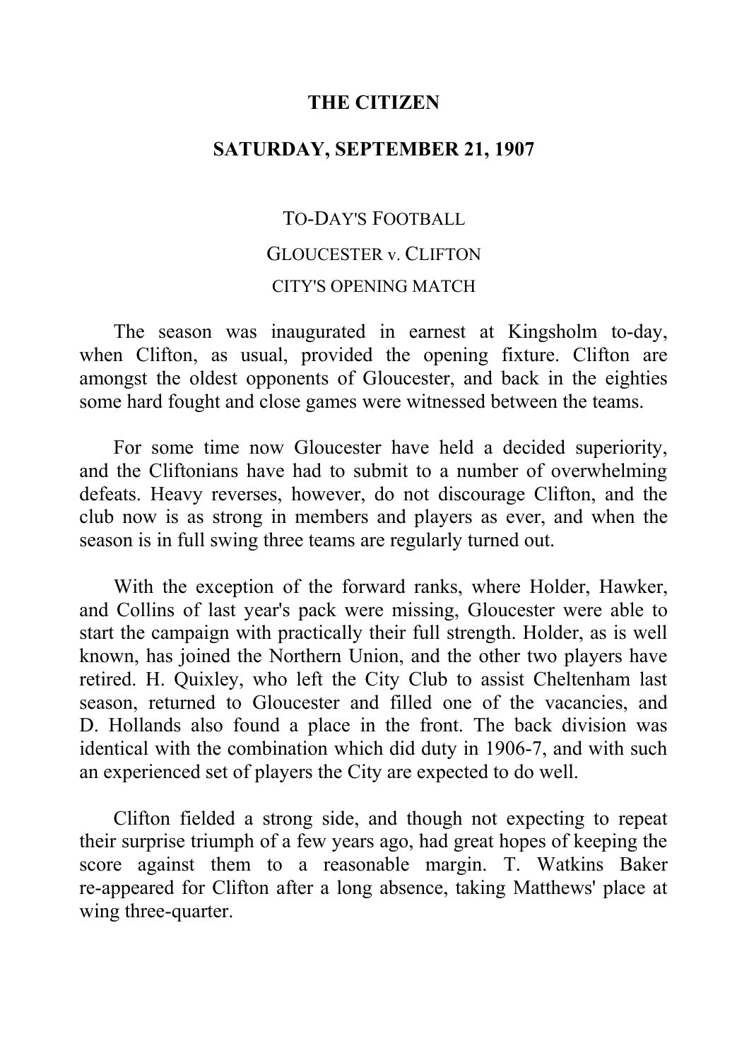# THE CITIZEN

## SATURDAY, SEPTEMBER 21, 1907

### TO-DAY'S FOOTBALL

### GLOUCESTER v. CLIFTON

### CITY'S OPENING MATCH

The season was inaugurated in earnest at Kingsholm to-day, when Clifton, as usual, provided the opening fixture. Clifton are amongst the oldest opponents of Gloucester, and back in the eighties some hard fought and close games were witnessed between the teams.

For some time now Gloucester have held a decided superiority, and the Cliftonians have had to submit to a number of overwhelming defeats. Heavy reverses, however, do not discourage Clifton, and the club now is as strong in members and players as ever, and when the season is in full swing three teams are regularly turned out.

With the exception of the forward ranks, where Holder, Hawker, and Collins of last year's pack were missing, Gloucester were able to start the campaign with practically their full strength. Holder, as is well known, has joined the Northern Union, and the other two players have retired. H. Quixley, who left the City Club to assist Cheltenham last season, returned to Gloucester and filled one of the vacancies, and D. Hollands also found a place in the front. The back division was identical with the combination which did duty in 1906-7, and with such an experienced set of players the City are expected to do well.

Clifton fielded a strong side, and though not expecting to repeat their surprise triumph of a few years ago, had great hopes of keeping the score against them to a reasonable margin. T. Watkins Baker re-appeared for Clifton after a long absence, taking Matthews' place at wing three-quarter.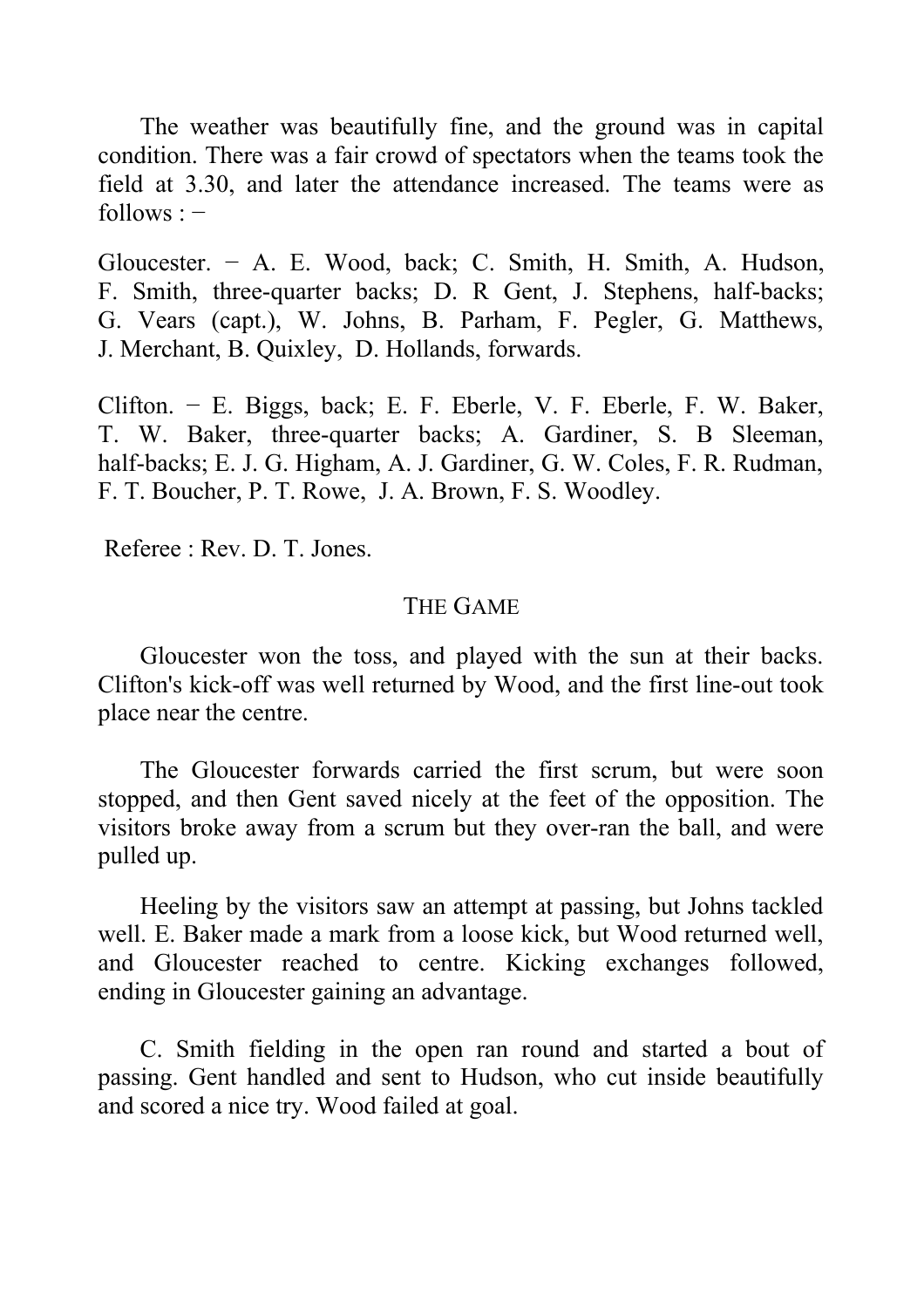The weather was beautifully fine, and the ground was in capital condition. There was a fair crowd of spectators when the teams took the field at 3.30, and later the attendance increased. The teams were as follows : −

Gloucester. − A. E. Wood, back; C. Smith, H. Smith, A. Hudson, F. Smith, three-quarter backs; D. R Gent, J. Stephens, half-backs; G. Vears (capt.), W. Johns, B. Parham, F. Pegler, G. Matthews, J. Merchant, B. Quixley, D. Hollands, forwards.

Clifton. − E. Biggs, back; E. F. Eberle, V. F. Eberle, F. W. Baker, T. W. Baker, three-quarter backs; A. Gardiner, S. B Sleeman, half-backs; E. J. G. Higham, A. J. Gardiner, G. W. Coles, F. R. Rudman, F. T. Boucher, P. T. Rowe, J. A. Brown, F. S. Woodley.

Referee : Rev. D. T. Jones.

## THE GAME

Gloucester won the toss, and played with the sun at their backs. Clifton's kick-off was well returned by Wood, and the first line-out took place near the centre.

The Gloucester forwards carried the first scrum, but were soon stopped, and then Gent saved nicely at the feet of the opposition. The visitors broke away from a scrum but they over-ran the ball, and were pulled up.

Heeling by the visitors saw an attempt at passing, but Johns tackled well. E. Baker made a mark from a loose kick, but Wood returned well, and Gloucester reached to centre. Kicking exchanges followed, ending in Gloucester gaining an advantage.

C. Smith fielding in the open ran round and started a bout of passing. Gent handled and sent to Hudson, who cut inside beautifully and scored a nice try. Wood failed at goal.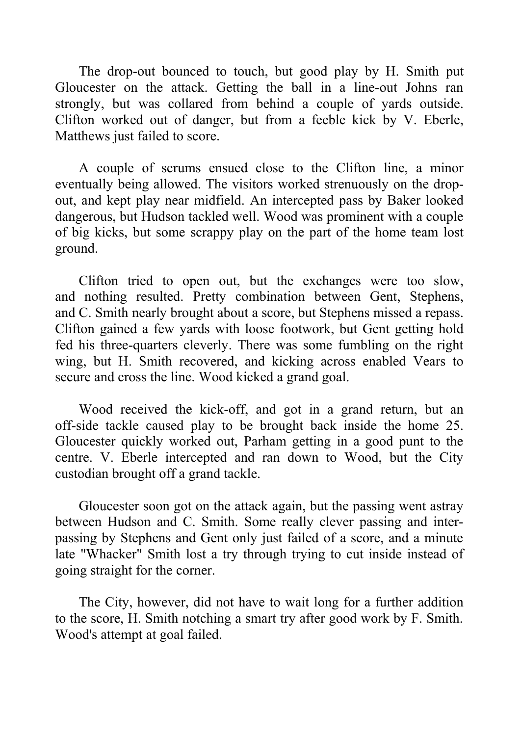The drop-out bounced to touch, but good play by H. Smith put Gloucester on the attack. Getting the ball in a line-out Johns ran strongly, but was collared from behind a couple of yards outside. Clifton worked out of danger, but from a feeble kick by V. Eberle, Matthews just failed to score.

A couple of scrums ensued close to the Clifton line, a minor eventually being allowed. The visitors worked strenuously on the drop-out, and kept play near midfield. An intercepted pass by Baker looked dangerous, but Hudson tackled well. Wood was prominent with a couple of big kicks, but some scrappy play on the part of the home team lost ground.

Clifton tried to open out, but the exchanges were too slow, and nothing resulted. Pretty combination between Gent, Stephens, and C. Smith nearly brought about a score, but Stephens missed a repass. Clifton gained a few yards with loose footwork, but Gent getting hold fed his three-quarters cleverly. There was some fumbling on the right wing, but H. Smith recovered, and kicking across enabled Vears to secure and cross the line. Wood kicked a grand goal.

Wood received the kick-off, and got in a grand return, but an off-side tackle caused play to be brought back inside the home 25. Gloucester quickly worked out, Parham getting in a good punt to the centre. V. Eberle intercepted and ran down to Wood, but the City custodian brought off a grand tackle.

Gloucester soon got on the attack again, but the passing went astray between Hudson and C. Smith. Some really clever passing and inter-passing by Stephens and Gent only just failed of a score, and a minute late "Whacker" Smith lost a try through trying to cut inside instead of going straight for the corner.

The City, however, did not have to wait long for a further addition to the score, H. Smith notching a smart try after good work by F. Smith. Wood's attempt at goal failed.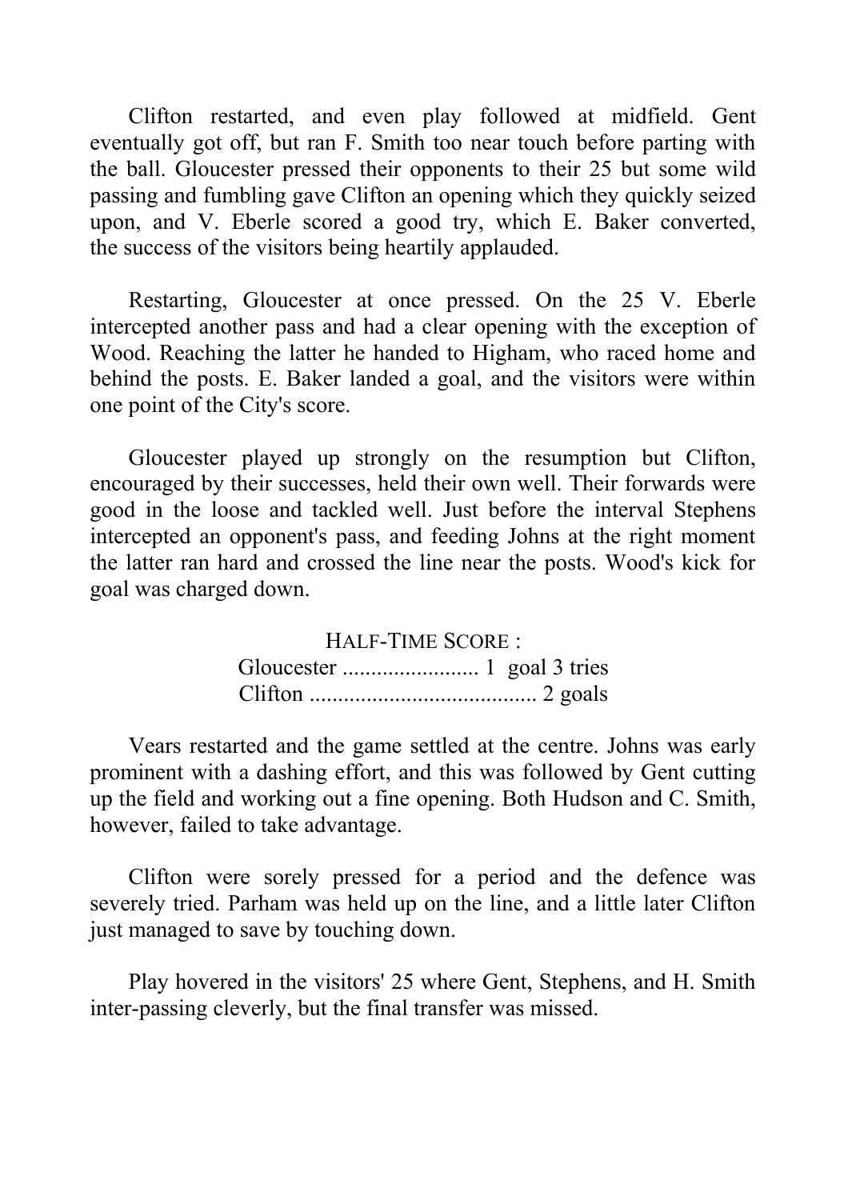Clifton restarted, and even play followed at midfield. Gent eventually got off, but ran F. Smith too near touch before parting with the ball. Gloucester pressed their opponents to their 25 but some wild passing and fumbling gave Clifton an opening which they quickly seized upon, and V. Eberle scored a good try, which E. Baker converted, the success of the visitors being heartily applauded.

Restarting, Gloucester at once pressed. On the 25 V. Eberle intercepted another pass and had a clear opening with the exception of Wood. Reaching the latter he handed to Higham, who raced home and behind the posts. E. Baker landed a goal, and the visitors were within one point of the City's score.

Gloucester played up strongly on the resumption but Clifton, encouraged by their successes, held their own well. Their forwards were good in the loose and tackled well. Just before the interval Stephens intercepted an opponent's pass, and feeding Johns at the right moment the latter ran hard and crossed the line near the posts. Wood's kick for goal was charged down.

HALF-TIME SCORE :
Gloucester ........................ 1 goal 3 tries
Clifton ....................................... 2 goals

Vears restarted and the game settled at the centre. Johns was early prominent with a dashing effort, and this was followed by Gent cutting up the field and working out a fine opening. Both Hudson and C. Smith, however, failed to take advantage.

Clifton were sorely pressed for a period and the defence was severely tried. Parham was held up on the line, and a little later Clifton just managed to save by touching down.

Play hovered in the visitors' 25 where Gent, Stephens, and H. Smith inter-passing cleverly, but the final transfer was missed.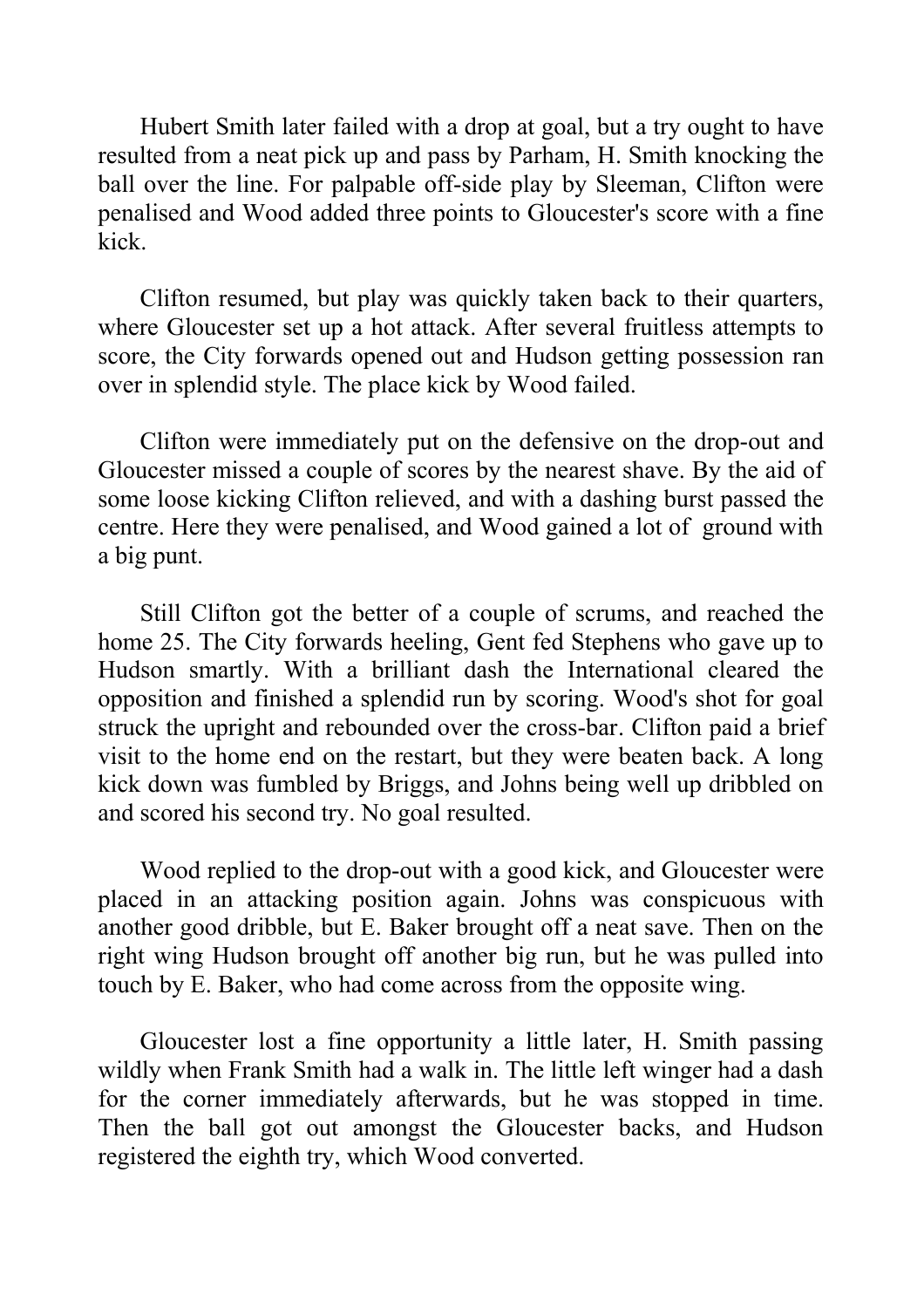Hubert Smith later failed with a drop at goal, but a try ought to have resulted from a neat pick up and pass by Parham, H. Smith knocking the ball over the line. For palpable off-side play by Sleeman, Clifton were penalised and Wood added three points to Gloucester's score with a fine kick.

Clifton resumed, but play was quickly taken back to their quarters, where Gloucester set up a hot attack. After several fruitless attempts to score, the City forwards opened out and Hudson getting possession ran over in splendid style. The place kick by Wood failed.

Clifton were immediately put on the defensive on the drop-out and Gloucester missed a couple of scores by the nearest shave. By the aid of some loose kicking Clifton relieved, and with a dashing burst passed the centre. Here they were penalised, and Wood gained a lot of ground with a big punt.

Still Clifton got the better of a couple of scrums, and reached the home 25. The City forwards heeling, Gent fed Stephens who gave up to Hudson smartly. With a brilliant dash the International cleared the opposition and finished a splendid run by scoring. Wood's shot for goal struck the upright and rebounded over the cross-bar. Clifton paid a brief visit to the home end on the restart, but they were beaten back. A long kick down was fumbled by Briggs, and Johns being well up dribbled on and scored his second try. No goal resulted.

Wood replied to the drop-out with a good kick, and Gloucester were placed in an attacking position again. Johns was conspicuous with another good dribble, but E. Baker brought off a neat save. Then on the right wing Hudson brought off another big run, but he was pulled into touch by E. Baker, who had come across from the opposite wing.

Gloucester lost a fine opportunity a little later, H. Smith passing wildly when Frank Smith had a walk in. The little left winger had a dash for the corner immediately afterwards, but he was stopped in time. Then the ball got out amongst the Gloucester backs, and Hudson registered the eighth try, which Wood converted.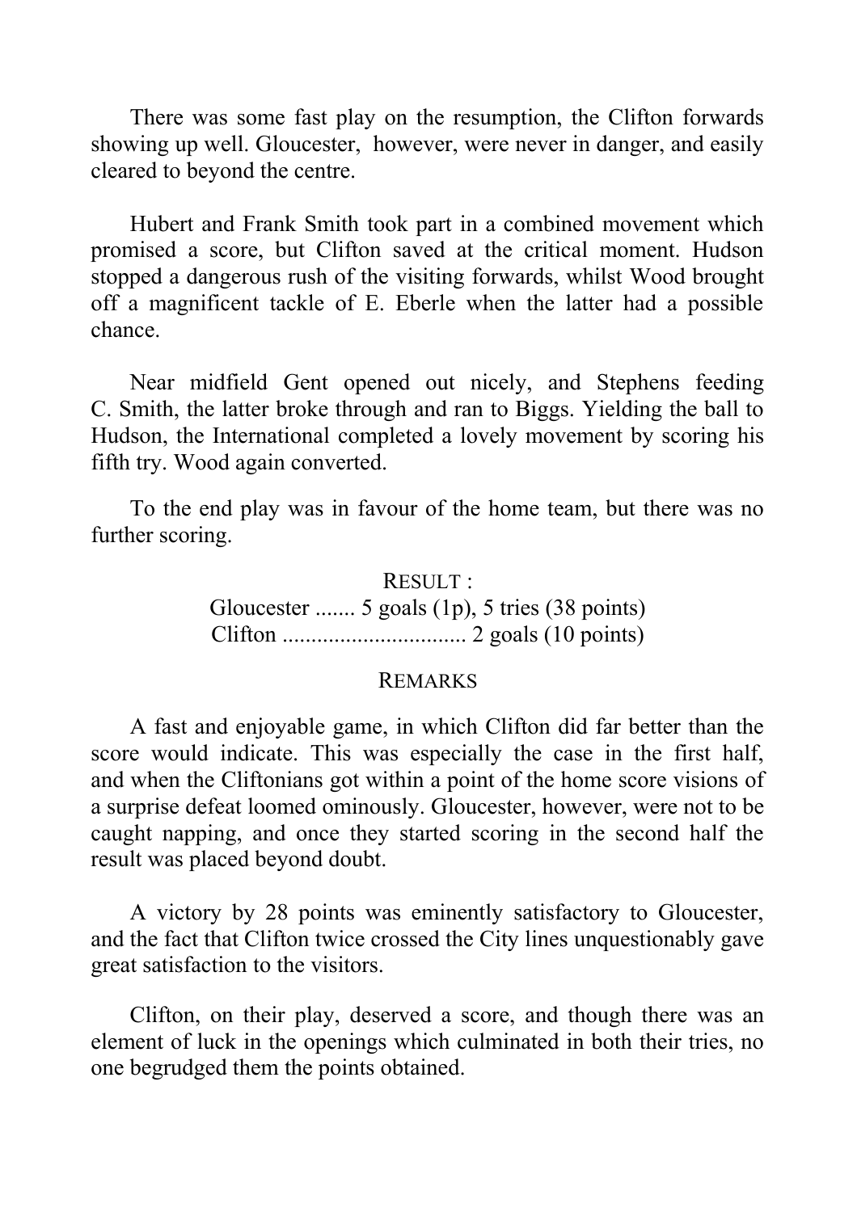There was some fast play on the resumption, the Clifton forwards showing up well. Gloucester, however, were never in danger, and easily cleared to beyond the centre.

Hubert and Frank Smith took part in a combined movement which promised a score, but Clifton saved at the critical moment. Hudson stopped a dangerous rush of the visiting forwards, whilst Wood brought off a magnificent tackle of E. Eberle when the latter had a possible chance.

Near midfield Gent opened out nicely, and Stephens feeding C. Smith, the latter broke through and ran to Biggs. Yielding the ball to Hudson, the International completed a lovely movement by scoring his fifth try. Wood again converted.

To the end play was in favour of the home team, but there was no further scoring.

RESULT :

Gloucester ....... 5 goals (1p), 5 tries (38 points)
Clifton ................................ 2 goals (10 points)

REMARKS

A fast and enjoyable game, in which Clifton did far better than the score would indicate. This was especially the case in the first half, and when the Cliftonians got within a point of the home score visions of a surprise defeat loomed ominously. Gloucester, however, were not to be caught napping, and once they started scoring in the second half the result was placed beyond doubt.

A victory by 28 points was eminently satisfactory to Gloucester, and the fact that Clifton twice crossed the City lines unquestionably gave great satisfaction to the visitors.

Clifton, on their play, deserved a score, and though there was an element of luck in the openings which culminated in both their tries, no one begrudged them the points obtained.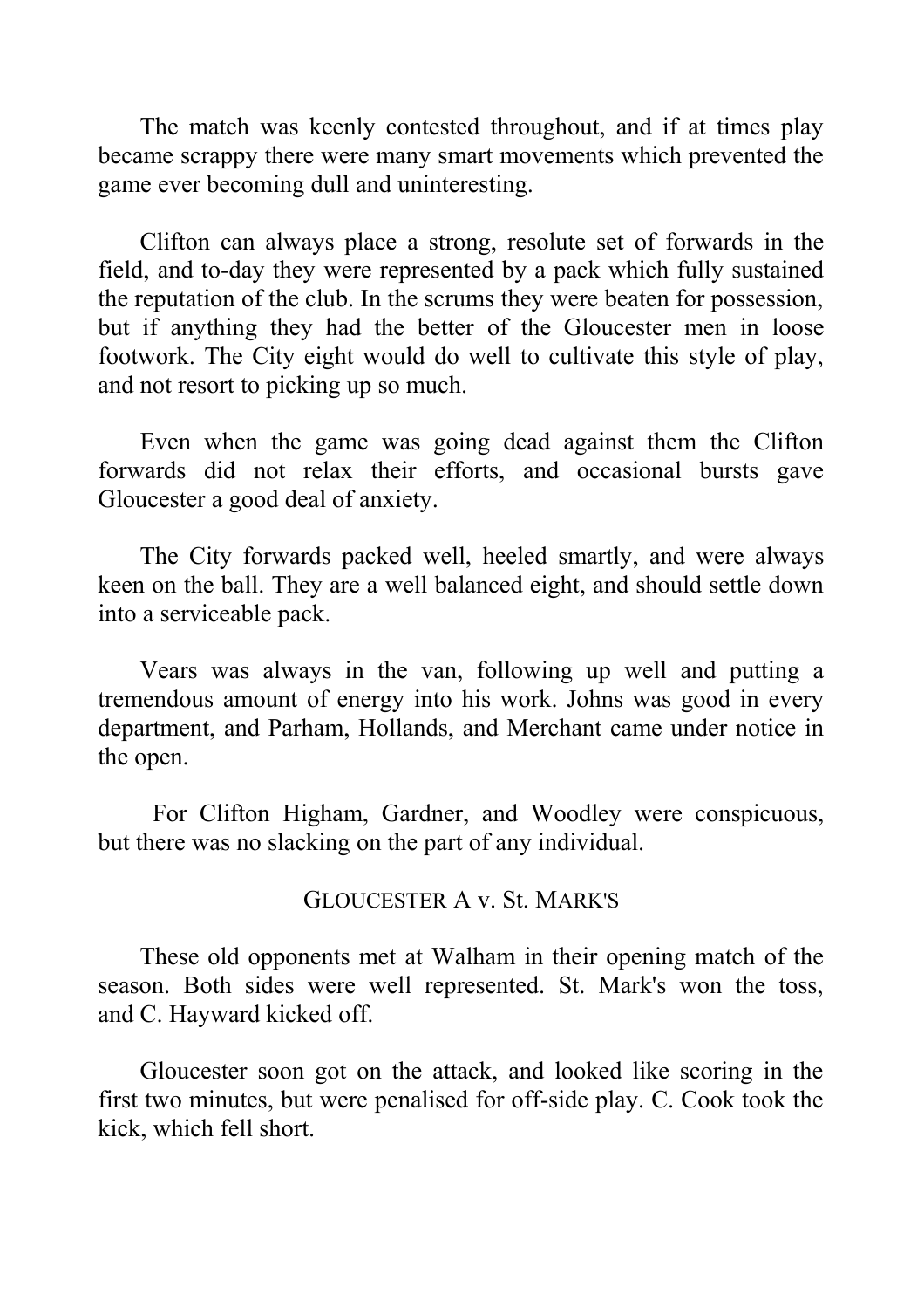The match was keenly contested throughout, and if at times play became scrappy there were many smart movements which prevented the game ever becoming dull and uninteresting.

Clifton can always place a strong, resolute set of forwards in the field, and to-day they were represented by a pack which fully sustained the reputation of the club. In the scrums they were beaten for possession, but if anything they had the better of the Gloucester men in loose footwork. The City eight would do well to cultivate this style of play, and not resort to picking up so much.

Even when the game was going dead against them the Clifton forwards did not relax their efforts, and occasional bursts gave Gloucester a good deal of anxiety.

The City forwards packed well, heeled smartly, and were always keen on the ball. They are a well balanced eight, and should settle down into a serviceable pack.

Vears was always in the van, following up well and putting a tremendous amount of energy into his work. Johns was good in every department, and Parham, Hollands, and Merchant came under notice in the open.

For Clifton Higham, Gardner, and Woodley were conspicuous, but there was no slacking on the part of any individual.

## GLOUCESTER A v. St. MARK'S

These old opponents met at Walham in their opening match of the season. Both sides were well represented. St. Mark's won the toss, and C. Hayward kicked off.

Gloucester soon got on the attack, and looked like scoring in the first two minutes, but were penalised for off-side play. C. Cook took the kick, which fell short.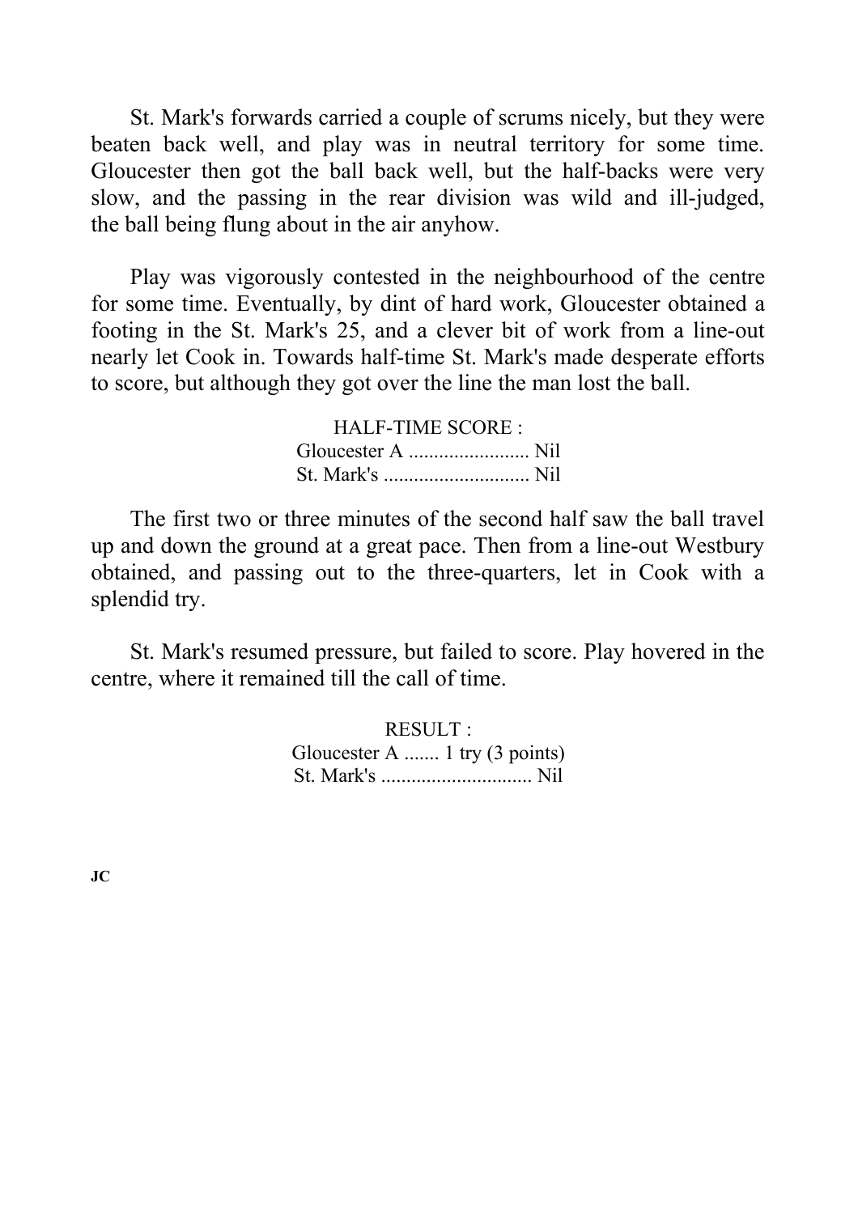St. Mark's forwards carried a couple of scrums nicely, but they were beaten back well, and play was in neutral territory for some time. Gloucester then got the ball back well, but the half-backs were very slow, and the passing in the rear division was wild and ill-judged, the ball being flung about in the air anyhow.

Play was vigorously contested in the neighbourhood of the centre for some time. Eventually, by dint of hard work, Gloucester obtained a footing in the St. Mark's 25, and a clever bit of work from a line-out nearly let Cook in. Towards half-time St. Mark's made desperate efforts to score, but although they got over the line the man lost the ball.

HALF-TIME SCORE :
Gloucester A ........................ Nil
St. Mark's ............................. Nil

The first two or three minutes of the second half saw the ball travel up and down the ground at a great pace. Then from a line-out Westbury obtained, and passing out to the three-quarters, let in Cook with a splendid try.

St. Mark's resumed pressure, but failed to score. Play hovered in the centre, where it remained till the call of time.

RESULT :
Gloucester A ....... 1 try (3 points)
St. Mark's .............................. Nil

**JC**